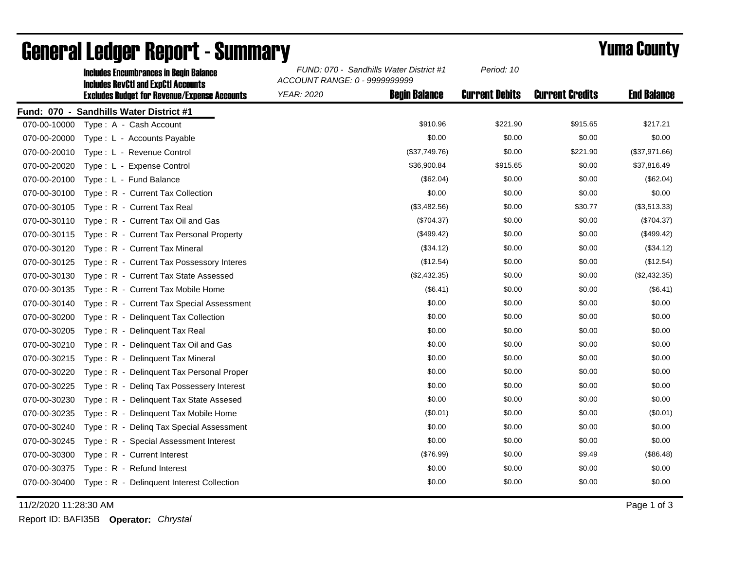# General Ledger Report - Summary

## Yuma County

**Includes Encumbrances in Begin Balance**
**Includes RevCtl and ExpCtl Accounts**
**Excludes Budget for Revenue/Expense Accounts**

*FUND: 070 - Sandhills Water District #1*
*ACCOUNT RANGE: 0 - 9999999999*
*YEAR: 2020*
*Period: 10*

**Fund: 070 - Sandhills Water District #1**

| Account | Description | Begin Balance | Current Debits | Current Credits | End Balance |
|---|---|---|---|---|---|
| 070-00-10000 | Type : A - Cash Account | $910.96 | $221.90 | $915.65 | $217.21 |
| 070-00-20000 | Type : L - Accounts Payable | $0.00 | $0.00 | $0.00 | $0.00 |
| 070-00-20010 | Type : L - Revenue Control | ($37,749.76) | $0.00 | $221.90 | ($37,971.66) |
| 070-00-20020 | Type : L - Expense Control | $36,900.84 | $915.65 | $0.00 | $37,816.49 |
| 070-00-20100 | Type : L - Fund Balance | ($62.04) | $0.00 | $0.00 | ($62.04) |
| 070-00-30100 | Type : R - Current Tax Collection | $0.00 | $0.00 | $0.00 | $0.00 |
| 070-00-30105 | Type : R - Current Tax Real | ($3,482.56) | $0.00 | $30.77 | ($3,513.33) |
| 070-00-30110 | Type : R - Current Tax Oil and Gas | ($704.37) | $0.00 | $0.00 | ($704.37) |
| 070-00-30115 | Type : R - Current Tax Personal Property | ($499.42) | $0.00 | $0.00 | ($499.42) |
| 070-00-30120 | Type : R - Current Tax Mineral | ($34.12) | $0.00 | $0.00 | ($34.12) |
| 070-00-30125 | Type : R - Current Tax Possessory Interes | ($12.54) | $0.00 | $0.00 | ($12.54) |
| 070-00-30130 | Type : R - Current Tax State Assessed | ($2,432.35) | $0.00 | $0.00 | ($2,432.35) |
| 070-00-30135 | Type : R - Current Tax Mobile Home | ($6.41) | $0.00 | $0.00 | ($6.41) |
| 070-00-30140 | Type : R - Current Tax Special Assessment | $0.00 | $0.00 | $0.00 | $0.00 |
| 070-00-30200 | Type : R - Delinquent Tax Collection | $0.00 | $0.00 | $0.00 | $0.00 |
| 070-00-30205 | Type : R - Delinquent Tax Real | $0.00 | $0.00 | $0.00 | $0.00 |
| 070-00-30210 | Type : R - Delinquent Tax Oil and Gas | $0.00 | $0.00 | $0.00 | $0.00 |
| 070-00-30215 | Type : R - Delinquent Tax Mineral | $0.00 | $0.00 | $0.00 | $0.00 |
| 070-00-30220 | Type : R - Delinquent Tax Personal Proper | $0.00 | $0.00 | $0.00 | $0.00 |
| 070-00-30225 | Type : R - Delinq Tax Possessery Interest | $0.00 | $0.00 | $0.00 | $0.00 |
| 070-00-30230 | Type : R - Delinquent Tax State Assesed | $0.00 | $0.00 | $0.00 | $0.00 |
| 070-00-30235 | Type : R - Delinquent Tax Mobile Home | ($0.01) | $0.00 | $0.00 | ($0.01) |
| 070-00-30240 | Type : R - Delinq Tax Special Assessment | $0.00 | $0.00 | $0.00 | $0.00 |
| 070-00-30245 | Type : R - Special Assessment Interest | $0.00 | $0.00 | $0.00 | $0.00 |
| 070-00-30300 | Type : R - Current Interest | ($76.99) | $0.00 | $9.49 | ($86.48) |
| 070-00-30375 | Type : R - Refund Interest | $0.00 | $0.00 | $0.00 | $0.00 |
| 070-00-30400 | Type : R - Delinquent Interest Collection | $0.00 | $0.00 | $0.00 | $0.00 |

11/2/2020 11:28:30 AM

Report ID: BAFI35B **Operator:** *Chrystal*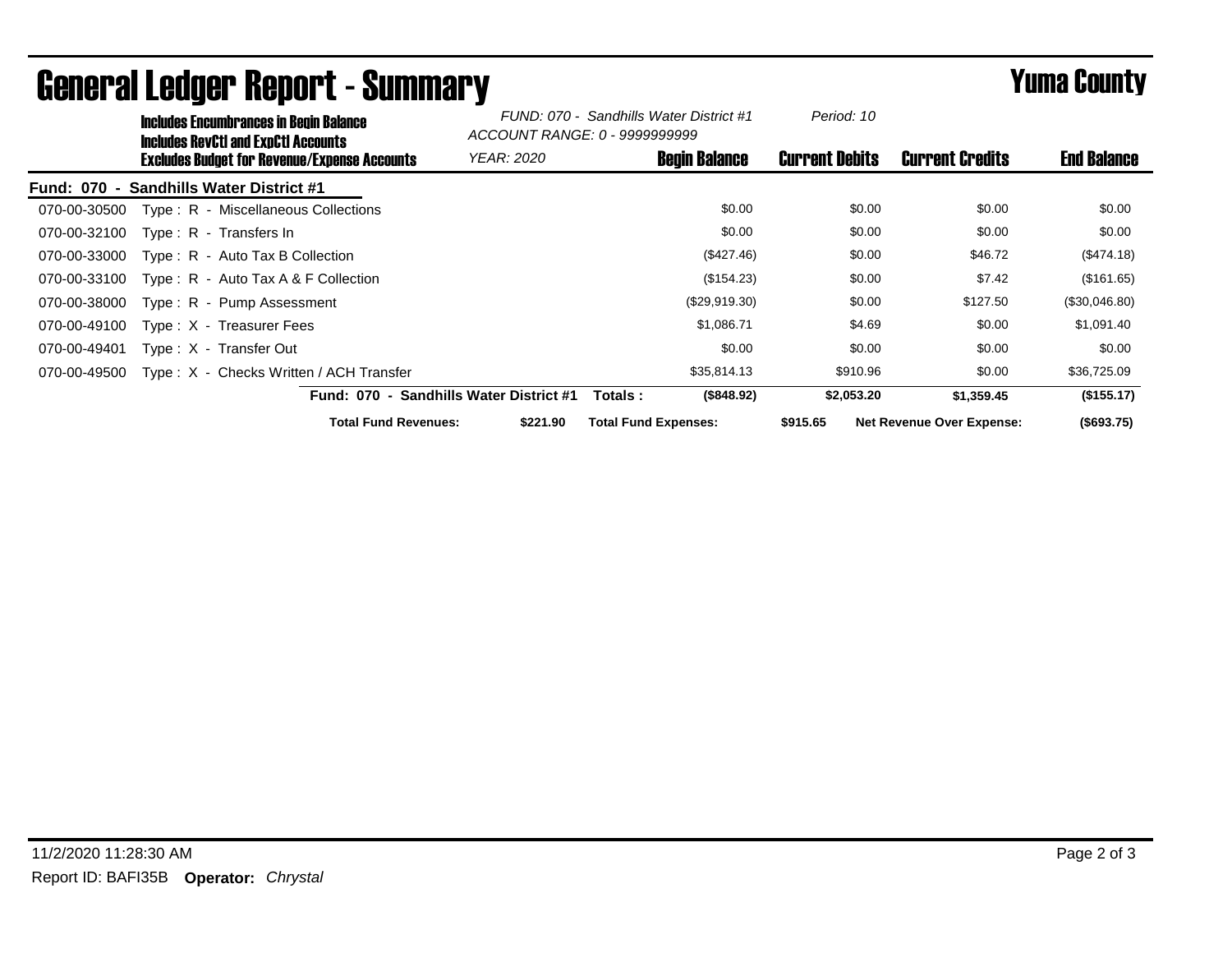# General Ledger Report - Summary

**Yuma County**

**Includes Encumbrances in Begin Balance**
**Includes RevCtl and ExpCtl Accounts**
**Excludes Budget for Revenue/Expense Accounts**

*FUND: 070 - Sandhills Water District #1*
*ACCOUNT RANGE: 0 - 9999999999*
*YEAR: 2020*
*Period: 10*

| Account | Description | Begin Balance | Current Debits | Current Credits | End Balance |
|---|---|---|---|---|---|
| **Fund: 070 - Sandhills Water District #1** | | | | | |
| 070-00-30500 | Type : R - Miscellaneous Collections | $0.00 | $0.00 | $0.00 | $0.00 |
| 070-00-32100 | Type : R - Transfers In | $0.00 | $0.00 | $0.00 | $0.00 |
| 070-00-33000 | Type : R - Auto Tax B Collection | ($427.46) | $0.00 | $46.72 | ($474.18) |
| 070-00-33100 | Type : R - Auto Tax A & F Collection | ($154.23) | $0.00 | $7.42 | ($161.65) |
| 070-00-38000 | Type : R - Pump Assessment | ($29,919.30) | $0.00 | $127.50 | ($30,046.80) |
| 070-00-49100 | Type : X - Treasurer Fees | $1,086.71 | $4.69 | $0.00 | $1,091.40 |
| 070-00-49401 | Type : X - Transfer Out | $0.00 | $0.00 | $0.00 | $0.00 |
| 070-00-49500 | Type : X - Checks Written / ACH Transfer | $35,814.13 | $910.96 | $0.00 | $36,725.09 |
| | **Fund: 070 - Sandhills Water District #1 Totals :** | **($848.92)** | **$2,053.20** | **$1,359.45** | **($155.17)** |

**Total Fund Revenues:** **$221.90** **Total Fund Expenses:** **$915.65** **Net Revenue Over Expense:** **($693.75)**

11/2/2020 11:28:30 AM

Report ID: BAFI35B **Operator:** *Chrystal*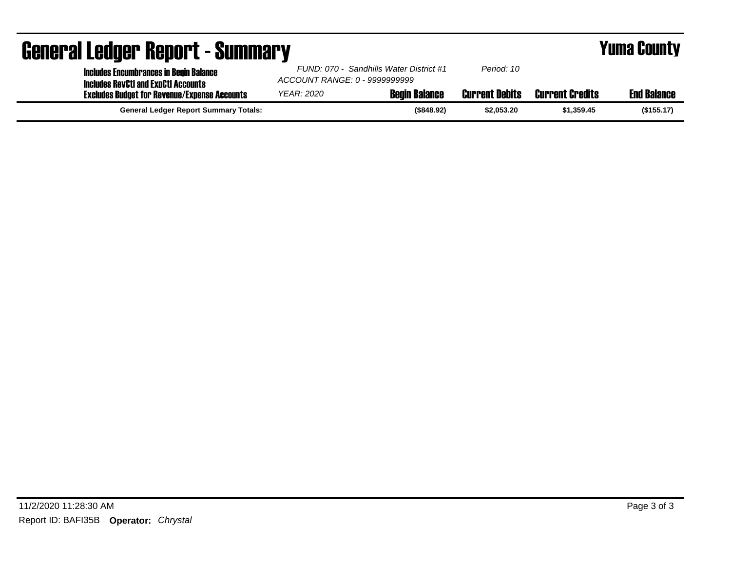# General Ledger Report - Summary

**Yuma County**

**Includes Encumbrances in Begin Balance**
**Includes RevCtl and ExpCtl Accounts**
**Excludes Budget for Revenue/Expense Accounts**

*FUND: 070 - Sandhills Water District #1*
*ACCOUNT RANGE: 0 - 9999999999*
*YEAR: 2020*
*Period: 10*

| | Begin Balance | Current Debits | Current Credits | End Balance |
|---|---|---|---|---|
| **General Ledger Report Summary Totals:** | **($848.92)** | **$2,053.20** | **$1,359.45** | **($155.17)** |

11/2/2020 11:28:30 AM

Report ID: BAFI35B **Operator:** *Chrystal*